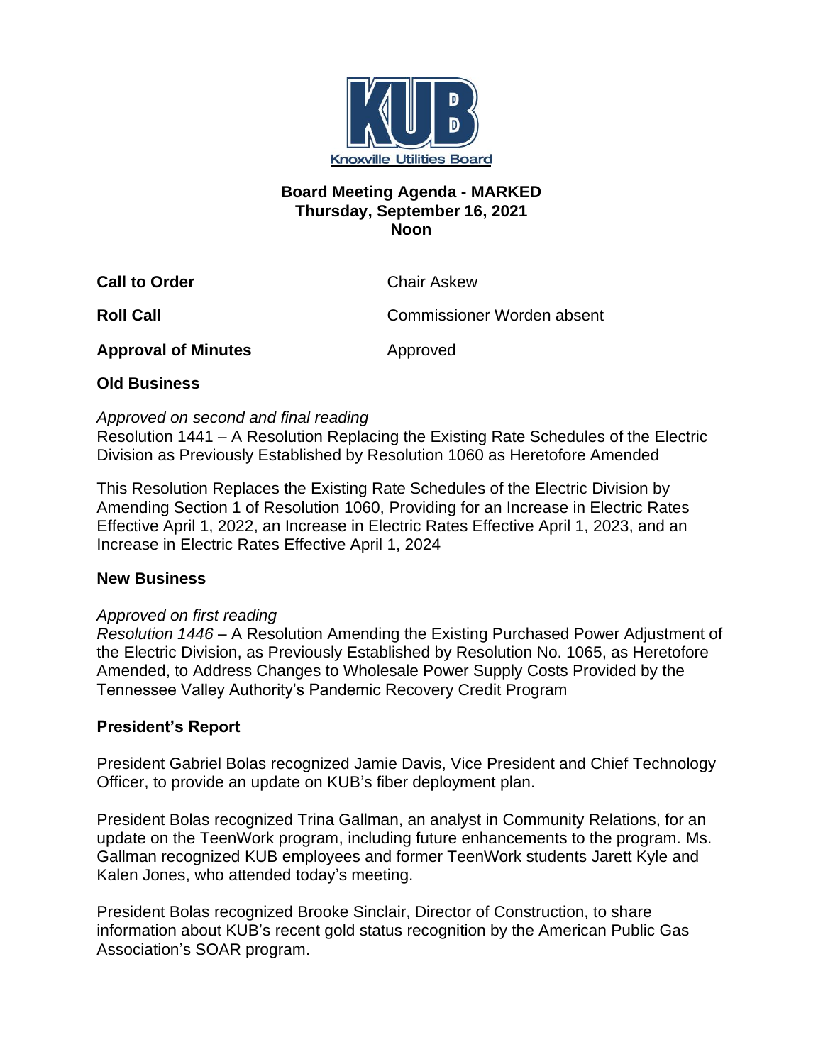Knoxville Utilities Board

**Board Meeting Agenda - MARKED**
**Thursday, September 16, 2021**
**Noon**

| | |
|---|---|
| **Call to Order** | Chair Askew |
| **Roll Call** | Commissioner Worden absent |
| **Approval of Minutes** | Approved |

**Old Business**

*Approved on second and final reading*
Resolution 1441 – A Resolution Replacing the Existing Rate Schedules of the Electric Division as Previously Established by Resolution 1060 as Heretofore Amended

This Resolution Replaces the Existing Rate Schedules of the Electric Division by Amending Section 1 of Resolution 1060, Providing for an Increase in Electric Rates Effective April 1, 2022, an Increase in Electric Rates Effective April 1, 2023, and an Increase in Electric Rates Effective April 1, 2024

**New Business**

*Approved on first reading*
*Resolution 1446* – A Resolution Amending the Existing Purchased Power Adjustment of the Electric Division, as Previously Established by Resolution No. 1065, as Heretofore Amended, to Address Changes to Wholesale Power Supply Costs Provided by the Tennessee Valley Authority's Pandemic Recovery Credit Program

**President's Report**

President Gabriel Bolas recognized Jamie Davis, Vice President and Chief Technology Officer, to provide an update on KUB's fiber deployment plan.

President Bolas recognized Trina Gallman, an analyst in Community Relations, for an update on the TeenWork program, including future enhancements to the program. Ms. Gallman recognized KUB employees and former TeenWork students Jarett Kyle and Kalen Jones, who attended today's meeting.

President Bolas recognized Brooke Sinclair, Director of Construction, to share information about KUB's recent gold status recognition by the American Public Gas Association's SOAR program.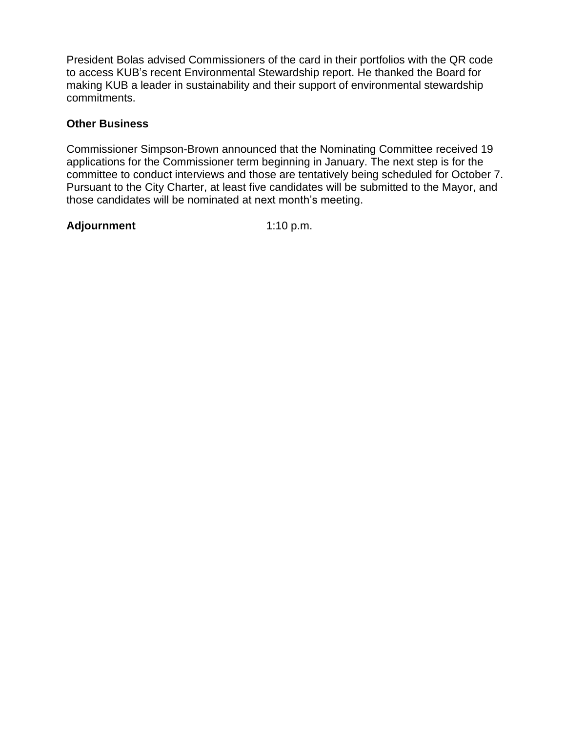President Bolas advised Commissioners of the card in their portfolios with the QR code to access KUB's recent Environmental Stewardship report. He thanked the Board for making KUB a leader in sustainability and their support of environmental stewardship commitments.

**Other Business**

Commissioner Simpson-Brown announced that the Nominating Committee received 19 applications for the Commissioner term beginning in January. The next step is for the committee to conduct interviews and those are tentatively being scheduled for October 7. Pursuant to the City Charter, at least five candidates will be submitted to the Mayor, and those candidates will be nominated at next month's meeting.

**Adjournment** 1:10 p.m.